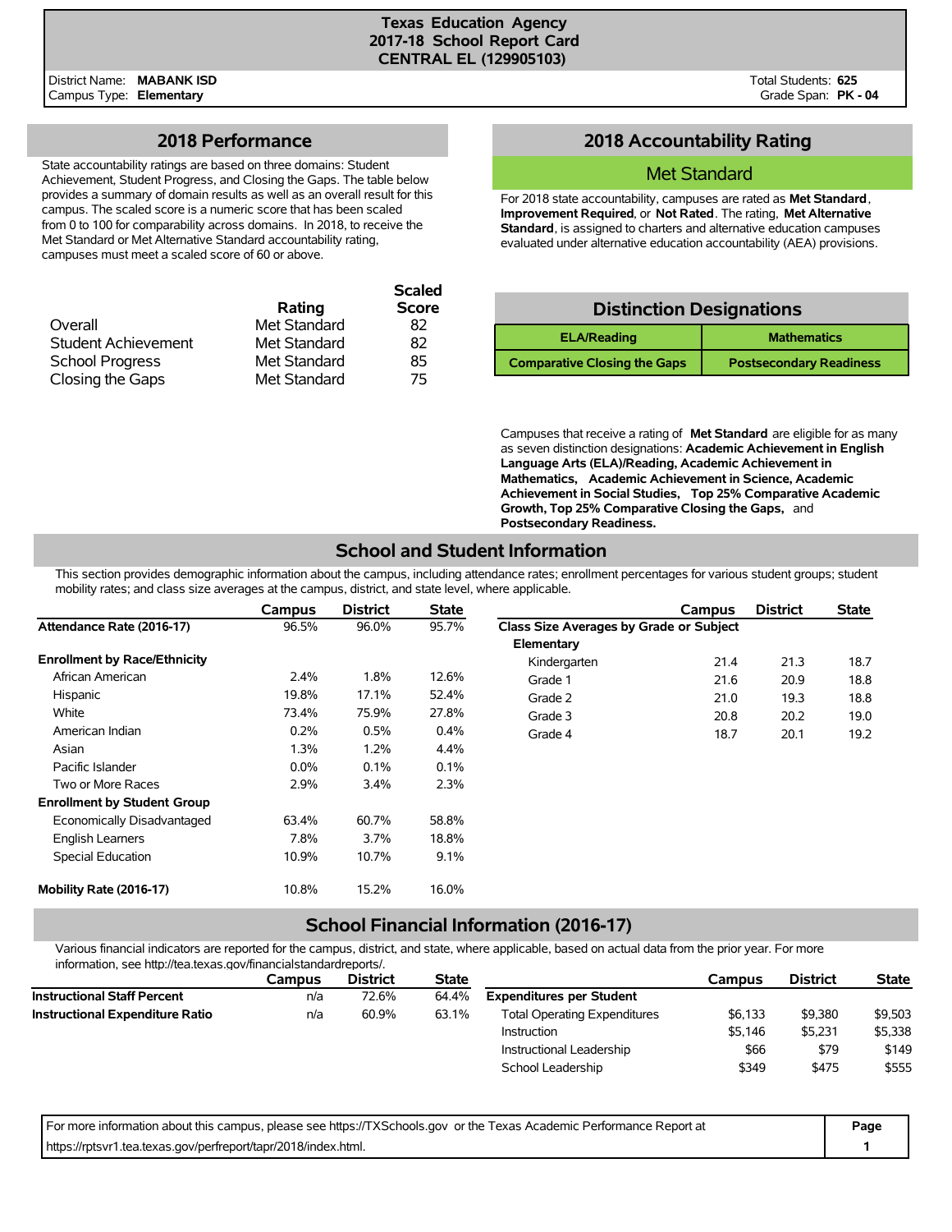# Texas Education Agency
## 2017-18 School Report Card
## CENTRAL EL (129905103)

District Name: **MABANK ISD**
Campus Type: **Elementary**

Total Students: **625**
Grade Span: **PK - 04**

## 2018 Performance

State accountability ratings are based on three domains: Student Achievement, Student Progress, and Closing the Gaps. The table below provides a summary of domain results as well as an overall result for this campus. The scaled score is a numeric score that has been scaled from 0 to 100 for comparability across domains. In 2018, to receive the Met Standard or Met Alternative Standard accountability rating, campuses must meet a scaled score of 60 or above.

| | Rating | Scaled Score |
|---|---|---|
| Overall | Met Standard | 82 |
| Student Achievement | Met Standard | 82 |
| School Progress | Met Standard | 85 |
| Closing the Gaps | Met Standard | 75 |

## 2018 Accountability Rating

**Met Standard**

For 2018 state accountability, campuses are rated as **Met Standard**, **Improvement Required**, or **Not Rated**. The rating, **Met Alternative Standard**, is assigned to charters and alternative education campuses evaluated under alternative education accountability (AEA) provisions.

## Distinction Designations

| ELA/Reading | Mathematics |
|---|---|
| Comparative Closing the Gaps | Postsecondary Readiness |

Campuses that receive a rating of **Met Standard** are eligible for as many as seven distinction designations: **Academic Achievement in English Language Arts (ELA)/Reading, Academic Achievement in Mathematics, Academic Achievement in Science, Academic Achievement in Social Studies, Top 25% Comparative Academic Growth, Top 25% Comparative Closing the Gaps,** and **Postsecondary Readiness.**

## School and Student Information

This section provides demographic information about the campus, including attendance rates; enrollment percentages for various student groups; student mobility rates; and class size averages at the campus, district, and state level, where applicable.

| | Campus | District | State |
|---|---|---|---|
| **Attendance Rate (2016-17)** | 96.5% | 96.0% | 95.7% |
| **Enrollment by Race/Ethnicity** | | | |
| African American | 2.4% | 1.8% | 12.6% |
| Hispanic | 19.8% | 17.1% | 52.4% |
| White | 73.4% | 75.9% | 27.8% |
| American Indian | 0.2% | 0.5% | 0.4% |
| Asian | 1.3% | 1.2% | 4.4% |
| Pacific Islander | 0.0% | 0.1% | 0.1% |
| Two or More Races | 2.9% | 3.4% | 2.3% |
| **Enrollment by Student Group** | | | |
| Economically Disadvantaged | 63.4% | 60.7% | 58.8% |
| English Learners | 7.8% | 3.7% | 18.8% |
| Special Education | 10.9% | 10.7% | 9.1% |
| **Mobility Rate (2016-17)** | 10.8% | 15.2% | 16.0% |

| | Campus | District | State |
|---|---|---|---|
| **Class Size Averages by Grade or Subject** | | | |
| **Elementary** | | | |
| Kindergarten | 21.4 | 21.3 | 18.7 |
| Grade 1 | 21.6 | 20.9 | 18.8 |
| Grade 2 | 21.0 | 19.3 | 18.8 |
| Grade 3 | 20.8 | 20.2 | 19.0 |
| Grade 4 | 18.7 | 20.1 | 19.2 |

## School Financial Information (2016-17)

Various financial indicators are reported for the campus, district, and state, where applicable, based on actual data from the prior year. For more information, see http://tea.texas.gov/financialstandardreports/.

| | Campus | District | State |
|---|---|---|---|
| **Instructional Staff Percent** | n/a | 72.6% | 64.4% |
| **Instructional Expenditure Ratio** | n/a | 60.9% | 63.1% |

| | Campus | District | State |
|---|---|---|---|
| **Expenditures per Student** | | | |
| Total Operating Expenditures | $6,133 | $9,380 | $9,503 |
| Instruction | $5,146 | $5,231 | $5,338 |
| Instructional Leadership | $66 | $79 | $149 |
| School Leadership | $349 | $475 | $555 |

For more information about this campus, please see https://TXSchools.gov or the Texas Academic Performance Report at https://rptsvr1.tea.texas.gov/perfreport/tapr/2018/index.html.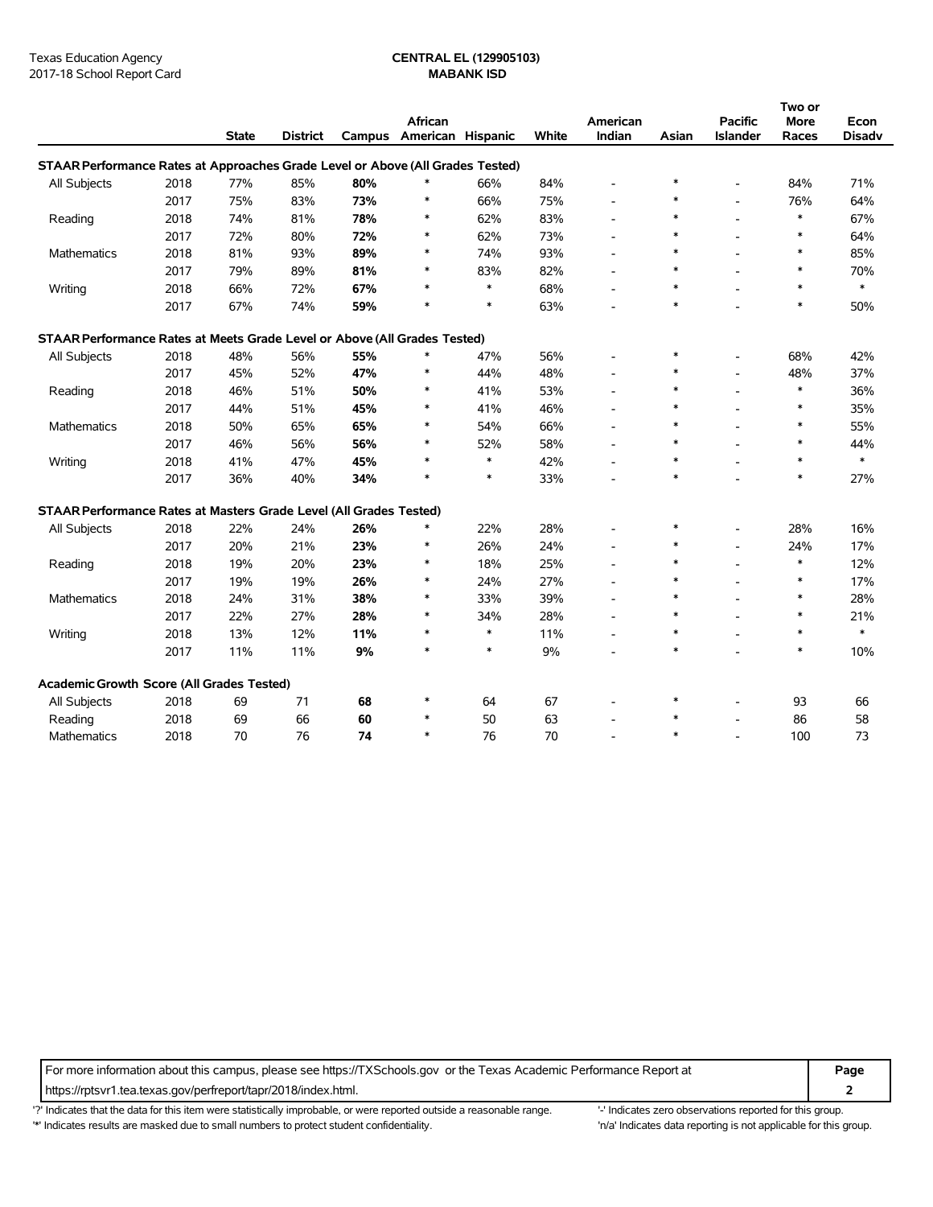Texas Education Agency
2017-18 School Report Card

**CENTRAL EL (129905103)**
**MABANK ISD**

| | | State | District | Campus | African American | Hispanic | White | American Indian | Asian | Pacific Islander | Two or More Races | Econ Disadv |
|---|---|---|---|---|---|---|---|---|---|---|---|---|
| **STAAR Performance Rates at Approaches Grade Level or Above (All Grades Tested)** | | | | | | | | | | | | |
| All Subjects | 2018 | 77% | 85% | **80%** | * | 66% | 84% | - | * | - | 84% | 71% |
| | 2017 | 75% | 83% | **73%** | * | 66% | 75% | - | * | - | 76% | 64% |
| Reading | 2018 | 74% | 81% | **78%** | * | 62% | 83% | - | * | - | * | 67% |
| | 2017 | 72% | 80% | **72%** | * | 62% | 73% | - | * | - | * | 64% |
| Mathematics | 2018 | 81% | 93% | **89%** | * | 74% | 93% | - | * | - | * | 85% |
| | 2017 | 79% | 89% | **81%** | * | 83% | 82% | - | * | - | * | 70% |
| Writing | 2018 | 66% | 72% | **67%** | * | * | 68% | - | * | - | * | * |
| | 2017 | 67% | 74% | **59%** | * | * | 63% | - | * | - | * | 50% |
| **STAAR Performance Rates at Meets Grade Level or Above (All Grades Tested)** | | | | | | | | | | | | |
| All Subjects | 2018 | 48% | 56% | **55%** | * | 47% | 56% | - | * | - | 68% | 42% |
| | 2017 | 45% | 52% | **47%** | * | 44% | 48% | - | * | - | 48% | 37% |
| Reading | 2018 | 46% | 51% | **50%** | * | 41% | 53% | - | * | - | * | 36% |
| | 2017 | 44% | 51% | **45%** | * | 41% | 46% | - | * | - | * | 35% |
| Mathematics | 2018 | 50% | 65% | **65%** | * | 54% | 66% | - | * | - | * | 55% |
| | 2017 | 46% | 56% | **56%** | * | 52% | 58% | - | * | - | * | 44% |
| Writing | 2018 | 41% | 47% | **45%** | * | * | 42% | - | * | - | * | * |
| | 2017 | 36% | 40% | **34%** | * | * | 33% | - | * | - | * | 27% |
| **STAAR Performance Rates at Masters Grade Level (All Grades Tested)** | | | | | | | | | | | | |
| All Subjects | 2018 | 22% | 24% | **26%** | * | 22% | 28% | - | * | - | 28% | 16% |
| | 2017 | 20% | 21% | **23%** | * | 26% | 24% | - | * | - | 24% | 17% |
| Reading | 2018 | 19% | 20% | **23%** | * | 18% | 25% | - | * | - | * | 12% |
| | 2017 | 19% | 19% | **26%** | * | 24% | 27% | - | * | - | * | 17% |
| Mathematics | 2018 | 24% | 31% | **38%** | * | 33% | 39% | - | * | - | * | 28% |
| | 2017 | 22% | 27% | **28%** | * | 34% | 28% | - | * | - | * | 21% |
| Writing | 2018 | 13% | 12% | **11%** | * | * | 11% | - | * | - | * | * |
| | 2017 | 11% | 11% | **9%** | * | * | 9% | - | * | - | * | 10% |
| **Academic Growth Score (All Grades Tested)** | | | | | | | | | | | | |
| All Subjects | 2018 | 69 | 71 | **68** | * | 64 | 67 | - | * | - | 93 | 66 |
| Reading | 2018 | 69 | 66 | **60** | * | 50 | 63 | - | * | - | 86 | 58 |
| Mathematics | 2018 | 70 | 76 | **74** | * | 76 | 70 | - | * | - | 100 | 73 |

For more information about this campus, please see https://TXSchools.gov or the Texas Academic Performance Report at https://rptsvr1.tea.texas.gov/perfreport/tapr/2018/index.html.

'?' Indicates that the data for this item were statistically improbable, or were reported outside a reasonable range.
'*' Indicates results are masked due to small numbers to protect student confidentiality.
'-' Indicates zero observations reported for this group.
'n/a' Indicates data reporting is not applicable for this group.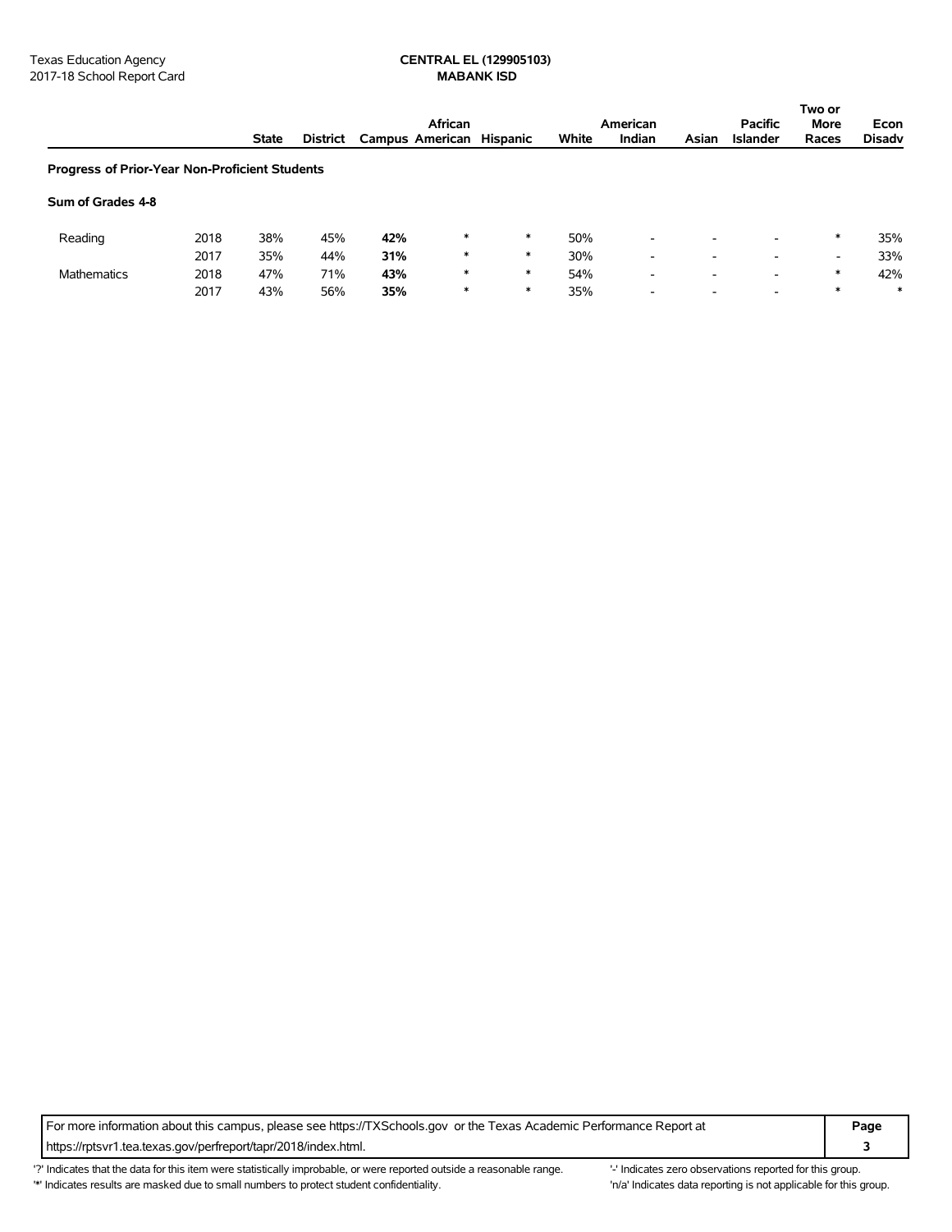Texas Education Agency
2017-18 School Report Card

**CENTRAL EL (129905103)**
**MABANK ISD**

| | | State | District | Campus | African American | Hispanic | White | American Indian | Asian | Pacific Islander | Two or More Races | Econ Disadv |
|---|---|---|---|---|---|---|---|---|---|---|---|---|
| **Progress of Prior-Year Non-Proficient Students** | | | | | | | | | | | | |
| **Sum of Grades 4-8** | | | | | | | | | | | | |
| Reading | 2018 | 38% | 45% | **42%** | * | * | 50% | - | - | - | * | 35% |
| | 2017 | 35% | 44% | **31%** | * | * | 30% | - | - | - | - | 33% |
| Mathematics | 2018 | 47% | 71% | **43%** | * | * | 54% | - | - | - | * | 42% |
| | 2017 | 43% | 56% | **35%** | * | * | 35% | - | - | - | * | * |

For more information about this campus, please see https://TXSchools.gov or the Texas Academic Performance Report at https://rptsvr1.tea.texas.gov/perfreport/tapr/2018/index.html.

'?' Indicates that the data for this item were statistically improbable, or were reported outside a reasonable range.
'*' Indicates results are masked due to small numbers to protect student confidentiality.
'-' Indicates zero observations reported for this group.
'n/a' Indicates data reporting is not applicable for this group.